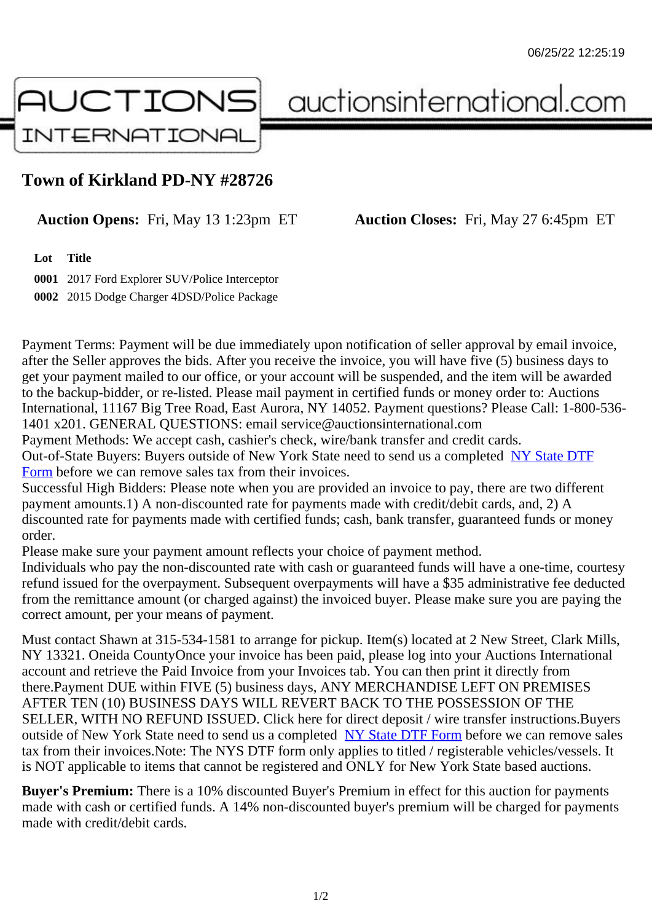# Town of Kirkland PD-NY #28726

**Auction Opens:** Fri, May 13 1:23pm ET **Auction Closes:** Fri, May 27 6:45pm ET

| Lot | Title |
|---|---|
| **0001** | 2017 Ford Explorer SUV/Police Interceptor |
| **0002** | 2015 Dodge Charger 4DSD/Police Package |

Payment Terms: Payment will be due immediately upon notification of seller approval by email invoice, after the Seller approves the bids. After you receive the invoice, you will have five (5) business days to get your payment mailed to our office, or your account will be suspended, and the item will be awarded to the backup-bidder, or re-listed. Please mail payment in certified funds or money order to: Auctions International, 11167 Big Tree Road, East Aurora, NY 14052. Payment questions? Please Call: 1-800-536-1401 x201. GENERAL QUESTIONS: email service@auctionsinternational.com
Payment Methods: We accept cash, cashier's check, wire/bank transfer and credit cards.
Out-of-State Buyers: Buyers outside of New York State need to send us a completed NY State DTF Form before we can remove sales tax from their invoices.
Successful High Bidders: Please note when you are provided an invoice to pay, there are two different payment amounts.1) A non-discounted rate for payments made with credit/debit cards, and, 2) A discounted rate for payments made with certified funds; cash, bank transfer, guaranteed funds or money order.
Please make sure your payment amount reflects your choice of payment method.
Individuals who pay the non-discounted rate with cash or guaranteed funds will have a one-time, courtesy refund issued for the overpayment. Subsequent overpayments will have a $35 administrative fee deducted from the remittance amount (or charged against) the invoiced buyer. Please make sure you are paying the correct amount, per your means of payment.

Must contact Shawn at 315-534-1581 to arrange for pickup. Item(s) located at 2 New Street, Clark Mills, NY 13321. Oneida CountyOnce your invoice has been paid, please log into your Auctions International account and retrieve the Paid Invoice from your Invoices tab. You can then print it directly from there.Payment DUE within FIVE (5) business days, ANY MERCHANDISE LEFT ON PREMISES AFTER TEN (10) BUSINESS DAYS WILL REVERT BACK TO THE POSSESSION OF THE SELLER, WITH NO REFUND ISSUED. Click here for direct deposit / wire transfer instructions.Buyers outside of New York State need to send us a completed NY State DTF Form before we can remove sales tax from their invoices.Note: The NYS DTF form only applies to titled / registerable vehicles/vessels. It is NOT applicable to items that cannot be registered and ONLY for New York State based auctions.

**Buyer's Premium:** There is a 10% discounted Buyer's Premium in effect for this auction for payments made with cash or certified funds. A 14% non-discounted buyer's premium will be charged for payments made with credit/debit cards.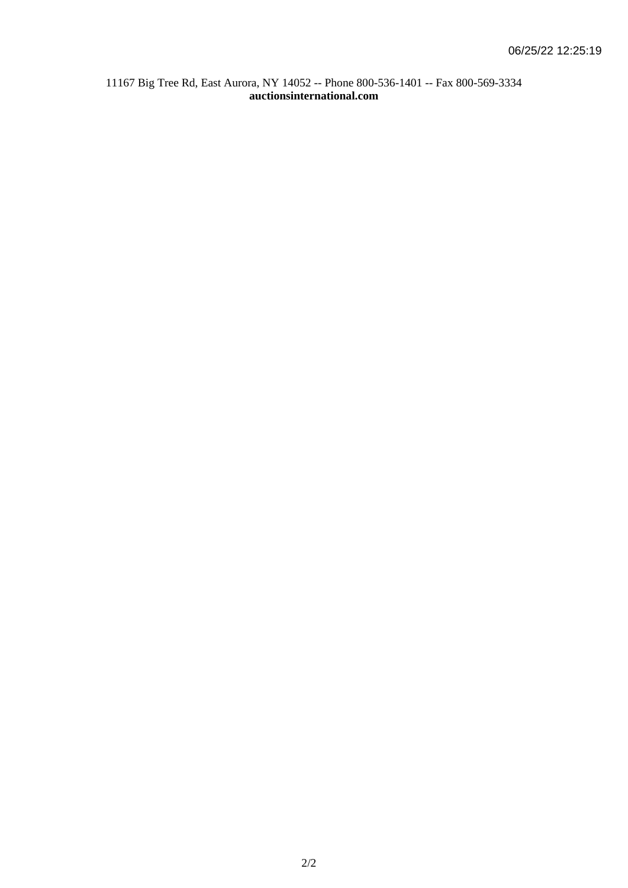11167 Big Tree Rd, East Aurora, NY 14052 -- Phone 800-536-1401 -- Fax 800-569-3334
**auctionsinternational.com**